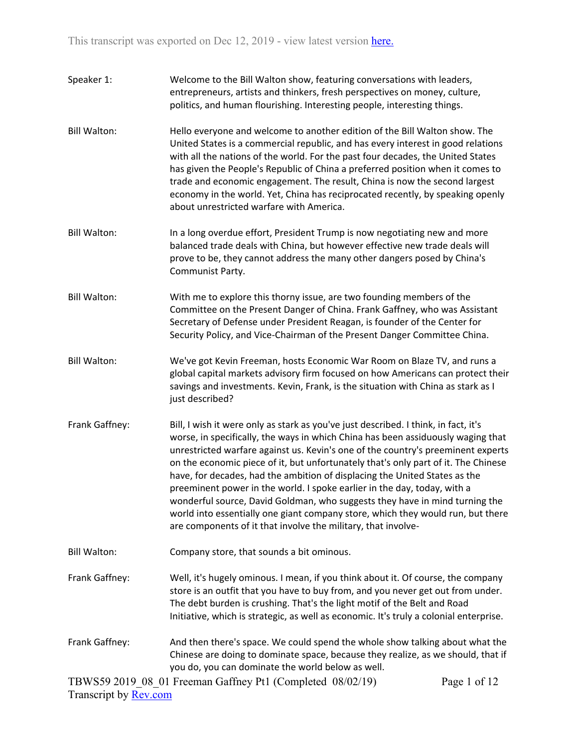This transcript was exported on Dec 12, 2019 - view latest version here.

Speaker 1: Welcome to the Bill Walton show, featuring conversations with leaders, entrepreneurs, artists and thinkers, fresh perspectives on money, culture, politics, and human flourishing. Interesting people, interesting things.

Bill Walton: Hello everyone and welcome to another edition of the Bill Walton show. The United States is a commercial republic, and has every interest in good relations with all the nations of the world. For the past four decades, the United States has given the People's Republic of China a preferred position when it comes to trade and economic engagement. The result, China is now the second largest economy in the world. Yet, China has reciprocated recently, by speaking openly about unrestricted warfare with America.

Bill Walton: In a long overdue effort, President Trump is now negotiating new and more balanced trade deals with China, but however effective new trade deals will prove to be, they cannot address the many other dangers posed by China's Communist Party.

Bill Walton: With me to explore this thorny issue, are two founding members of the Committee on the Present Danger of China. Frank Gaffney, who was Assistant Secretary of Defense under President Reagan, is founder of the Center for Security Policy, and Vice-Chairman of the Present Danger Committee China.

Bill Walton: We've got Kevin Freeman, hosts Economic War Room on Blaze TV, and runs a global capital markets advisory firm focused on how Americans can protect their savings and investments. Kevin, Frank, is the situation with China as stark as I just described?

Frank Gaffney: Bill, I wish it were only as stark as you've just described. I think, in fact, it's worse, in specifically, the ways in which China has been assiduously waging that unrestricted warfare against us. Kevin's one of the country's preeminent experts on the economic piece of it, but unfortunately that's only part of it. The Chinese have, for decades, had the ambition of displacing the United States as the preeminent power in the world. I spoke earlier in the day, today, with a wonderful source, David Goldman, who suggests they have in mind turning the world into essentially one giant company store, which they would run, but there are components of it that involve the military, that involve-

Bill Walton: Company store, that sounds a bit ominous.

Frank Gaffney: Well, it's hugely ominous. I mean, if you think about it. Of course, the company store is an outfit that you have to buy from, and you never get out from under. The debt burden is crushing. That's the light motif of the Belt and Road Initiative, which is strategic, as well as economic. It's truly a colonial enterprise.

Frank Gaffney: And then there's space. We could spend the whole show talking about what the Chinese are doing to dominate space, because they realize, as we should, that if you do, you can dominate the world below as well.

TBWS59 2019_08_01 Freeman Gaffney Pt1 (Completed 08/02/19)
Transcript by Rev.com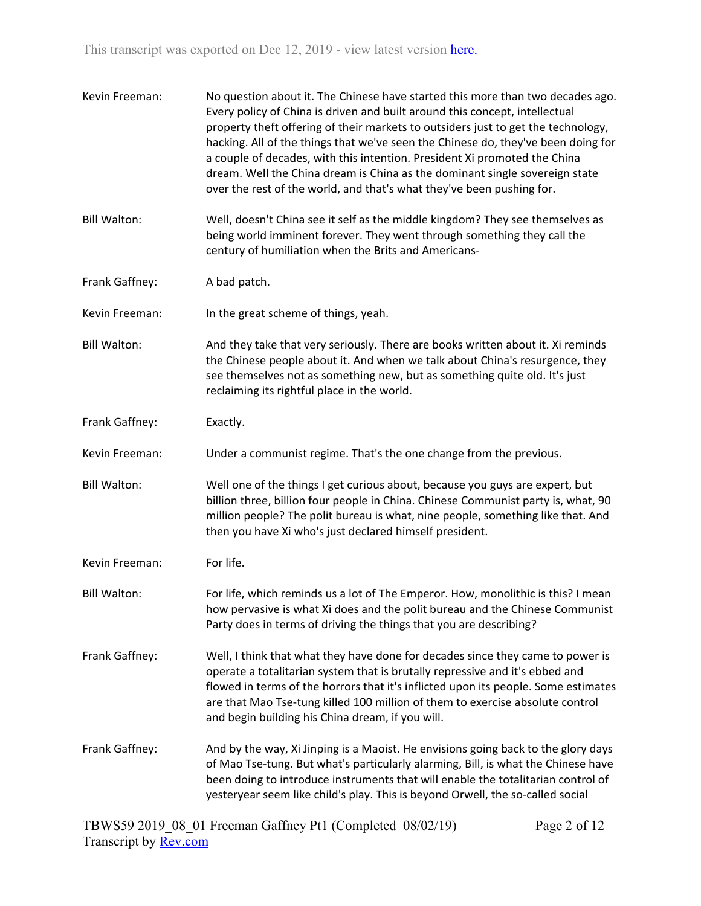Kevin Freeman: No question about it. The Chinese have started this more than two decades ago. Every policy of China is driven and built around this concept, intellectual property theft offering of their markets to outsiders just to get the technology, hacking. All of the things that we've seen the Chinese do, they've been doing for a couple of decades, with this intention. President Xi promoted the China dream. Well the China dream is China as the dominant single sovereign state over the rest of the world, and that's what they've been pushing for.

Bill Walton: Well, doesn't China see it self as the middle kingdom? They see themselves as being world imminent forever. They went through something they call the century of humiliation when the Brits and Americans-

Frank Gaffney: A bad patch.

Kevin Freeman: In the great scheme of things, yeah.

Bill Walton: And they take that very seriously. There are books written about it. Xi reminds the Chinese people about it. And when we talk about China's resurgence, they see themselves not as something new, but as something quite old. It's just reclaiming its rightful place in the world.

Frank Gaffney: Exactly.

Kevin Freeman: Under a communist regime. That's the one change from the previous.

Bill Walton: Well one of the things I get curious about, because you guys are expert, but billion three, billion four people in China. Chinese Communist party is, what, 90 million people? The polit bureau is what, nine people, something like that. And then you have Xi who's just declared himself president.

Kevin Freeman: For life.

Bill Walton: For life, which reminds us a lot of The Emperor. How, monolithic is this? I mean how pervasive is what Xi does and the polit bureau and the Chinese Communist Party does in terms of driving the things that you are describing?

Frank Gaffney: Well, I think that what they have done for decades since they came to power is operate a totalitarian system that is brutally repressive and it's ebbed and flowed in terms of the horrors that it's inflicted upon its people. Some estimates are that Mao Tse-tung killed 100 million of them to exercise absolute control and begin building his China dream, if you will.

Frank Gaffney: And by the way, Xi Jinping is a Maoist. He envisions going back to the glory days of Mao Tse-tung. But what's particularly alarming, Bill, is what the Chinese have been doing to introduce instruments that will enable the totalitarian control of yesteryear seem like child's play. This is beyond Orwell, the so-called social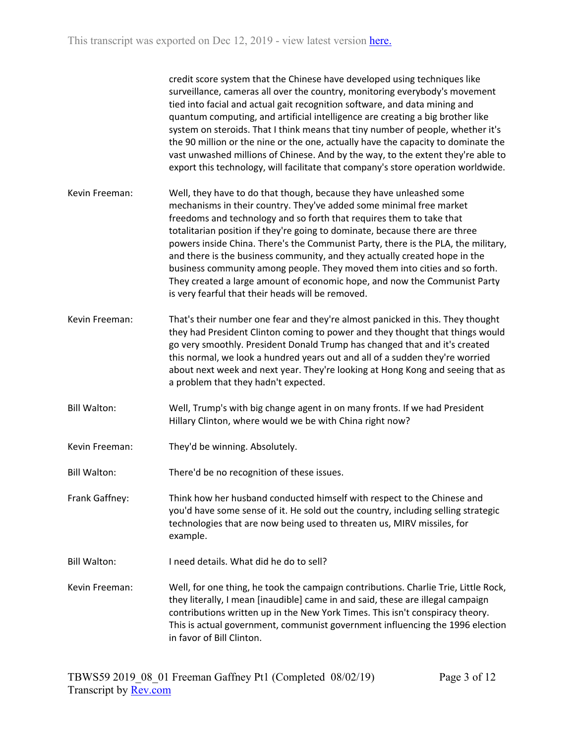credit score system that the Chinese have developed using techniques like surveillance, cameras all over the country, monitoring everybody's movement tied into facial and actual gait recognition software, and data mining and quantum computing, and artificial intelligence are creating a big brother like system on steroids. That I think means that tiny number of people, whether it's the 90 million or the nine or the one, actually have the capacity to dominate the vast unwashed millions of Chinese. And by the way, to the extent they're able to export this technology, will facilitate that company's store operation worldwide.

Kevin Freeman: Well, they have to do that though, because they have unleashed some mechanisms in their country. They've added some minimal free market freedoms and technology and so forth that requires them to take that totalitarian position if they're going to dominate, because there are three powers inside China. There's the Communist Party, there is the PLA, the military, and there is the business community, and they actually created hope in the business community among people. They moved them into cities and so forth. They created a large amount of economic hope, and now the Communist Party is very fearful that their heads will be removed.

Kevin Freeman: That's their number one fear and they're almost panicked in this. They thought they had President Clinton coming to power and they thought that things would go very smoothly. President Donald Trump has changed that and it's created this normal, we look a hundred years out and all of a sudden they're worried about next week and next year. They're looking at Hong Kong and seeing that as a problem that they hadn't expected.

Bill Walton: Well, Trump's with big change agent in on many fronts. If we had President Hillary Clinton, where would we be with China right now?

Kevin Freeman: They'd be winning. Absolutely.

Bill Walton: There'd be no recognition of these issues.

Frank Gaffney: Think how her husband conducted himself with respect to the Chinese and you'd have some sense of it. He sold out the country, including selling strategic technologies that are now being used to threaten us, MIRV missiles, for example.

Bill Walton: I need details. What did he do to sell?

Kevin Freeman: Well, for one thing, he took the campaign contributions. Charlie Trie, Little Rock, they literally, I mean [inaudible] came in and said, these are illegal campaign contributions written up in the New York Times. This isn't conspiracy theory. This is actual government, communist government influencing the 1996 election in favor of Bill Clinton.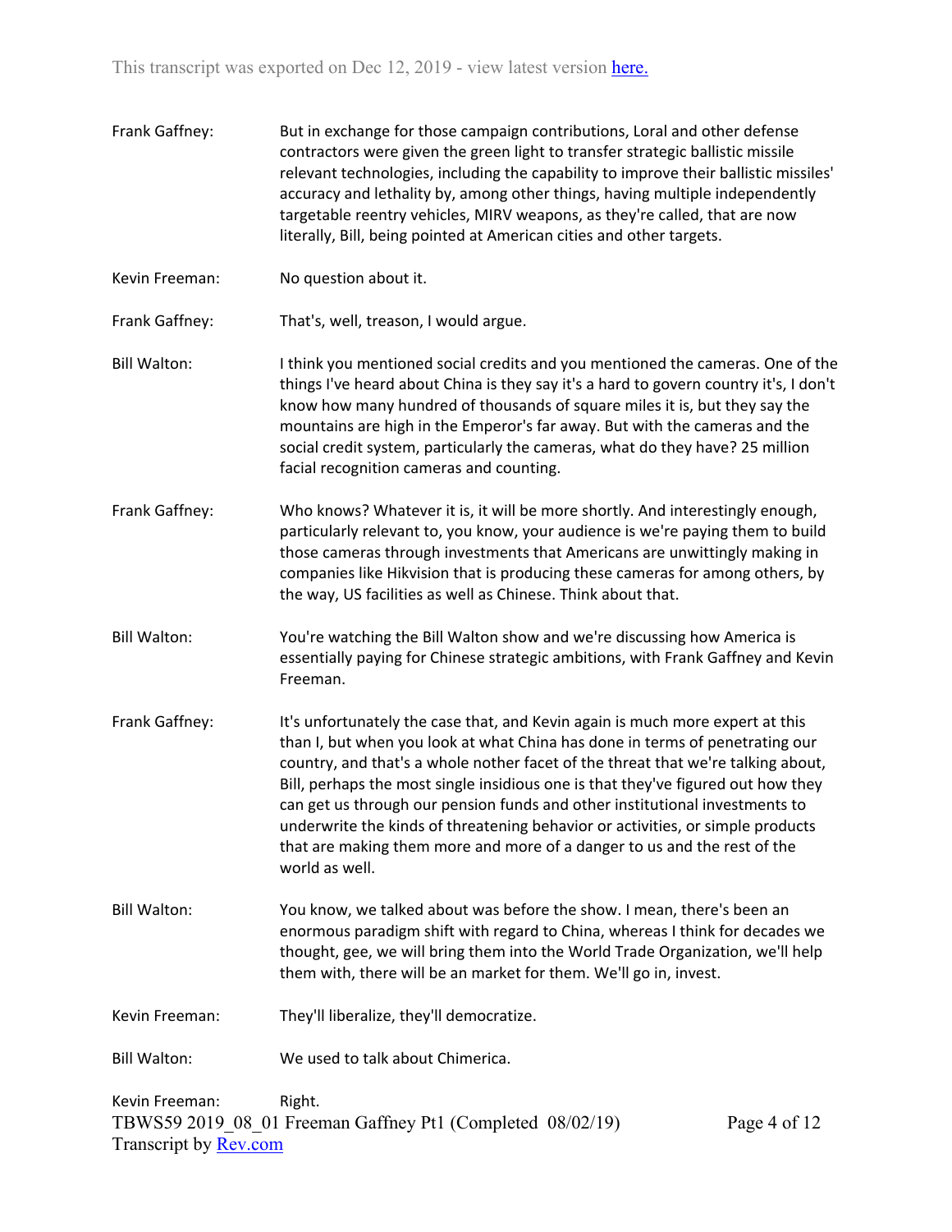Frank Gaffney: But in exchange for those campaign contributions, Loral and other defense contractors were given the green light to transfer strategic ballistic missile relevant technologies, including the capability to improve their ballistic missiles' accuracy and lethality by, among other things, having multiple independently targetable reentry vehicles, MIRV weapons, as they're called, that are now literally, Bill, being pointed at American cities and other targets.

Kevin Freeman: No question about it.

Frank Gaffney: That's, well, treason, I would argue.

Bill Walton: I think you mentioned social credits and you mentioned the cameras. One of the things I've heard about China is they say it's a hard to govern country it's, I don't know how many hundred of thousands of square miles it is, but they say the mountains are high in the Emperor's far away. But with the cameras and the social credit system, particularly the cameras, what do they have? 25 million facial recognition cameras and counting.

Frank Gaffney: Who knows? Whatever it is, it will be more shortly. And interestingly enough, particularly relevant to, you know, your audience is we're paying them to build those cameras through investments that Americans are unwittingly making in companies like Hikvision that is producing these cameras for among others, by the way, US facilities as well as Chinese. Think about that.

Bill Walton: You're watching the Bill Walton show and we're discussing how America is essentially paying for Chinese strategic ambitions, with Frank Gaffney and Kevin Freeman.

Frank Gaffney: It's unfortunately the case that, and Kevin again is much more expert at this than I, but when you look at what China has done in terms of penetrating our country, and that's a whole nother facet of the threat that we're talking about, Bill, perhaps the most single insidious one is that they've figured out how they can get us through our pension funds and other institutional investments to underwrite the kinds of threatening behavior or activities, or simple products that are making them more and more of a danger to us and the rest of the world as well.

Bill Walton: You know, we talked about was before the show. I mean, there's been an enormous paradigm shift with regard to China, whereas I think for decades we thought, gee, we will bring them into the World Trade Organization, we'll help them with, there will be an market for them. We'll go in, invest.

Kevin Freeman: They'll liberalize, they'll democratize.

Bill Walton: We used to talk about Chimerica.

Kevin Freeman: Right.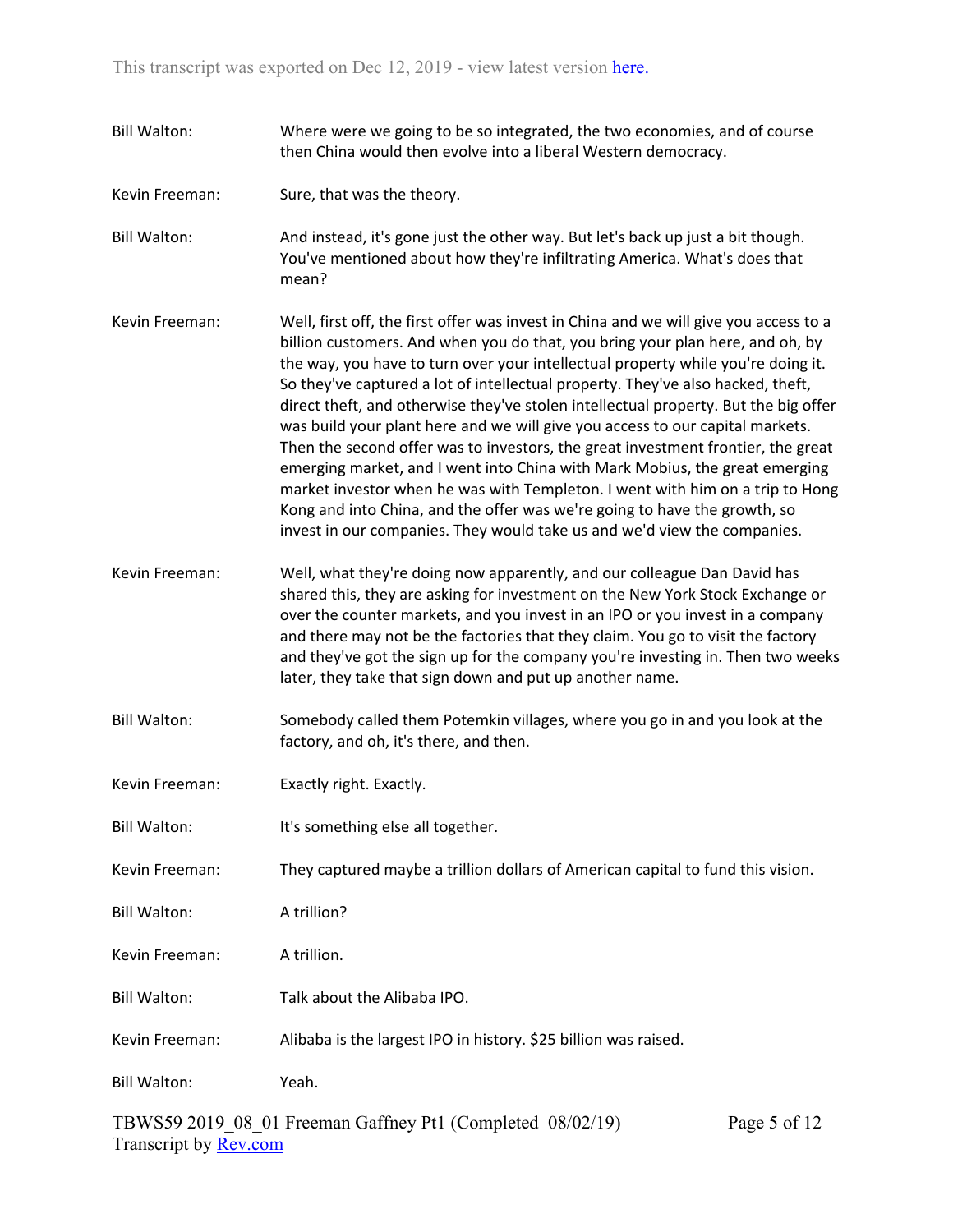Bill Walton: Where were we going to be so integrated, the two economies, and of course then China would then evolve into a liberal Western democracy.

Kevin Freeman: Sure, that was the theory.

Bill Walton: And instead, it's gone just the other way. But let's back up just a bit though. You've mentioned about how they're infiltrating America. What's does that mean?

Kevin Freeman: Well, first off, the first offer was invest in China and we will give you access to a billion customers. And when you do that, you bring your plan here, and oh, by the way, you have to turn over your intellectual property while you're doing it. So they've captured a lot of intellectual property. They've also hacked, theft, direct theft, and otherwise they've stolen intellectual property. But the big offer was build your plant here and we will give you access to our capital markets. Then the second offer was to investors, the great investment frontier, the great emerging market, and I went into China with Mark Mobius, the great emerging market investor when he was with Templeton. I went with him on a trip to Hong Kong and into China, and the offer was we're going to have the growth, so invest in our companies. They would take us and we'd view the companies.

Kevin Freeman: Well, what they're doing now apparently, and our colleague Dan David has shared this, they are asking for investment on the New York Stock Exchange or over the counter markets, and you invest in an IPO or you invest in a company and there may not be the factories that they claim. You go to visit the factory and they've got the sign up for the company you're investing in. Then two weeks later, they take that sign down and put up another name.

Bill Walton: Somebody called them Potemkin villages, where you go in and you look at the factory, and oh, it's there, and then.

Kevin Freeman: Exactly right. Exactly.

Bill Walton: It's something else all together.

Kevin Freeman: They captured maybe a trillion dollars of American capital to fund this vision.

Bill Walton: A trillion?

Kevin Freeman: A trillion.

Bill Walton: Talk about the Alibaba IPO.

Kevin Freeman: Alibaba is the largest IPO in history. $25 billion was raised.

Bill Walton: Yeah.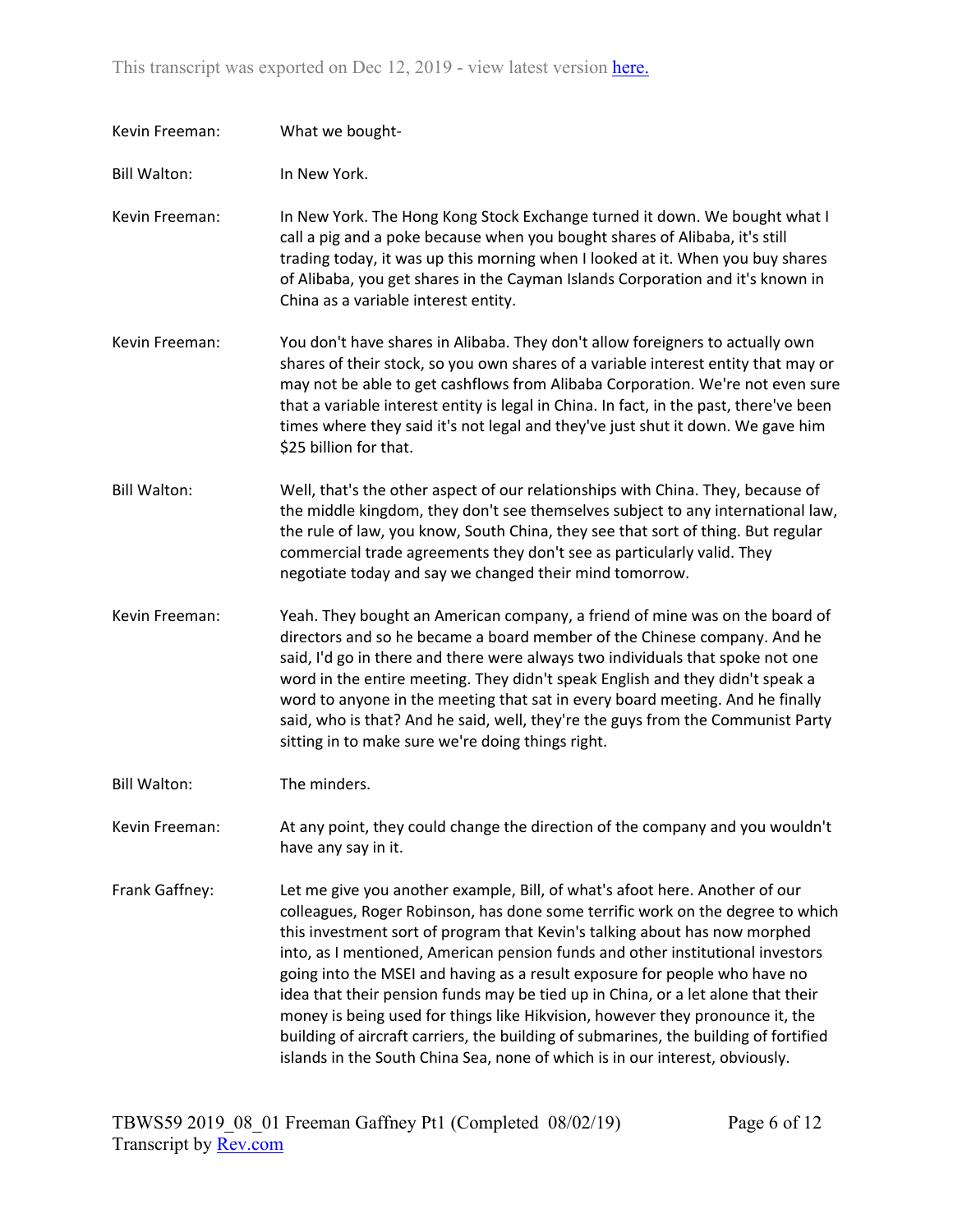Kevin Freeman: What we bought-

Bill Walton: In New York.

Kevin Freeman: In New York. The Hong Kong Stock Exchange turned it down. We bought what I call a pig and a poke because when you bought shares of Alibaba, it's still trading today, it was up this morning when I looked at it. When you buy shares of Alibaba, you get shares in the Cayman Islands Corporation and it's known in China as a variable interest entity.

Kevin Freeman: You don't have shares in Alibaba. They don't allow foreigners to actually own shares of their stock, so you own shares of a variable interest entity that may or may not be able to get cashflows from Alibaba Corporation. We're not even sure that a variable interest entity is legal in China. In fact, in the past, there've been times where they said it's not legal and they've just shut it down. We gave him $25 billion for that.

Bill Walton: Well, that's the other aspect of our relationships with China. They, because of the middle kingdom, they don't see themselves subject to any international law, the rule of law, you know, South China, they see that sort of thing. But regular commercial trade agreements they don't see as particularly valid. They negotiate today and say we changed their mind tomorrow.

Kevin Freeman: Yeah. They bought an American company, a friend of mine was on the board of directors and so he became a board member of the Chinese company. And he said, I'd go in there and there were always two individuals that spoke not one word in the entire meeting. They didn't speak English and they didn't speak a word to anyone in the meeting that sat in every board meeting. And he finally said, who is that? And he said, well, they're the guys from the Communist Party sitting in to make sure we're doing things right.

Bill Walton: The minders.

Kevin Freeman: At any point, they could change the direction of the company and you wouldn't have any say in it.

Frank Gaffney: Let me give you another example, Bill, of what's afoot here. Another of our colleagues, Roger Robinson, has done some terrific work on the degree to which this investment sort of program that Kevin's talking about has now morphed into, as I mentioned, American pension funds and other institutional investors going into the MSEI and having as a result exposure for people who have no idea that their pension funds may be tied up in China, or a let alone that their money is being used for things like Hikvision, however they pronounce it, the building of aircraft carriers, the building of submarines, the building of fortified islands in the South China Sea, none of which is in our interest, obviously.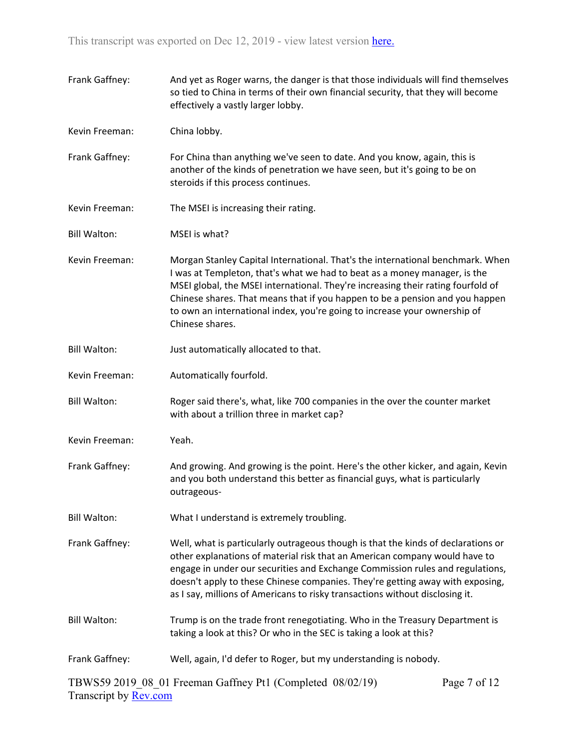Frank Gaffney: And yet as Roger warns, the danger is that those individuals will find themselves so tied to China in terms of their own financial security, that they will become effectively a vastly larger lobby.

Kevin Freeman: China lobby.

Frank Gaffney: For China than anything we've seen to date. And you know, again, this is another of the kinds of penetration we have seen, but it's going to be on steroids if this process continues.

Kevin Freeman: The MSEI is increasing their rating.

Bill Walton: MSEI is what?

Kevin Freeman: Morgan Stanley Capital International. That's the international benchmark. When I was at Templeton, that's what we had to beat as a money manager, is the MSEI global, the MSEI international. They're increasing their rating fourfold of Chinese shares. That means that if you happen to be a pension and you happen to own an international index, you're going to increase your ownership of Chinese shares.

Bill Walton: Just automatically allocated to that.

Kevin Freeman: Automatically fourfold.

Bill Walton: Roger said there's, what, like 700 companies in the over the counter market with about a trillion three in market cap?

Kevin Freeman: Yeah.

Frank Gaffney: And growing. And growing is the point. Here's the other kicker, and again, Kevin and you both understand this better as financial guys, what is particularly outrageous-

Bill Walton: What I understand is extremely troubling.

Frank Gaffney: Well, what is particularly outrageous though is that the kinds of declarations or other explanations of material risk that an American company would have to engage in under our securities and Exchange Commission rules and regulations, doesn't apply to these Chinese companies. They're getting away with exposing, as I say, millions of Americans to risky transactions without disclosing it.

Bill Walton: Trump is on the trade front renegotiating. Who in the Treasury Department is taking a look at this? Or who in the SEC is taking a look at this?

Frank Gaffney: Well, again, I'd defer to Roger, but my understanding is nobody.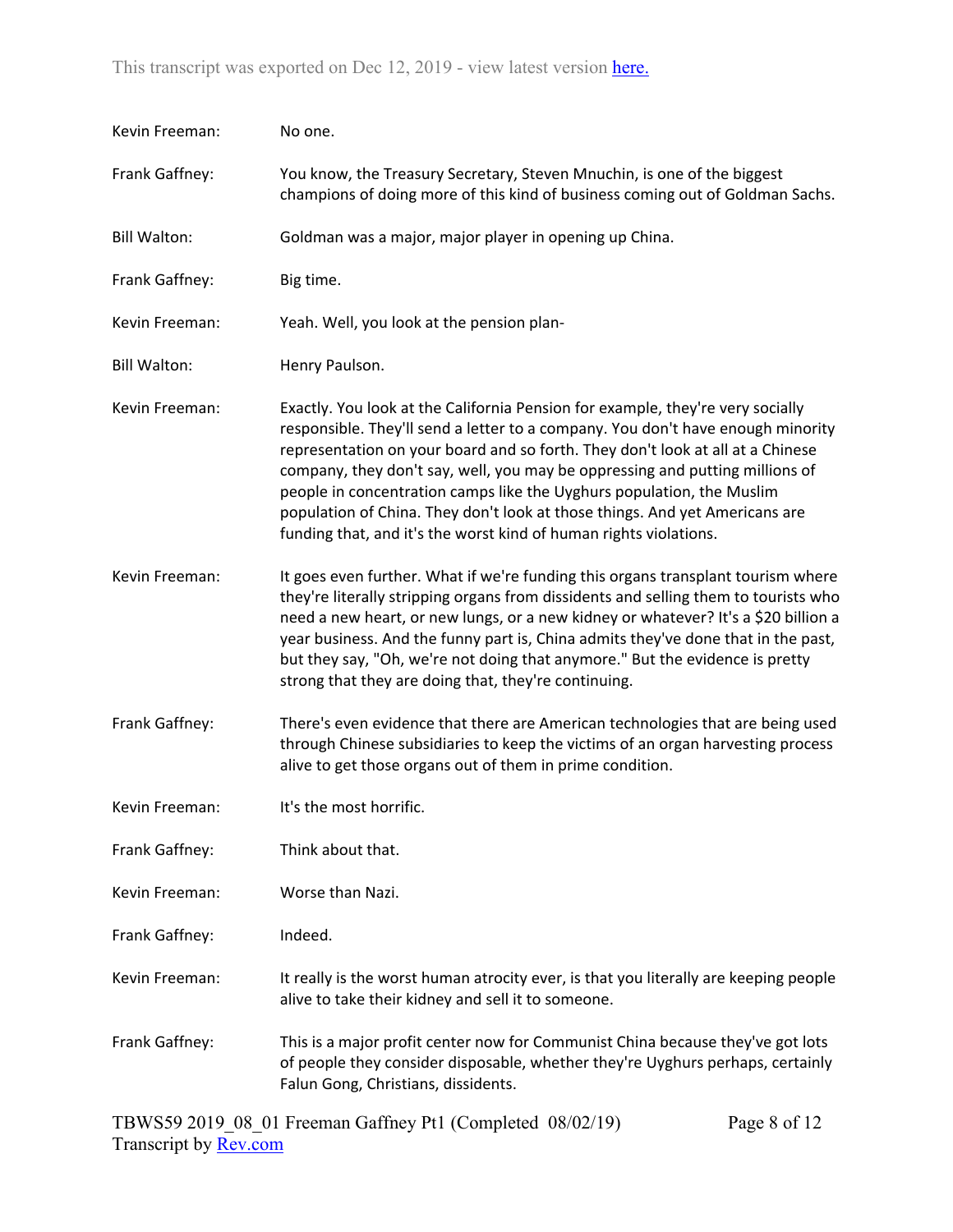Kevin Freeman: No one.

Frank Gaffney: You know, the Treasury Secretary, Steven Mnuchin, is one of the biggest champions of doing more of this kind of business coming out of Goldman Sachs.

Bill Walton: Goldman was a major, major player in opening up China.

Frank Gaffney: Big time.

Kevin Freeman: Yeah. Well, you look at the pension plan-

Bill Walton: Henry Paulson.

Kevin Freeman: Exactly. You look at the California Pension for example, they're very socially responsible. They'll send a letter to a company. You don't have enough minority representation on your board and so forth. They don't look at all at a Chinese company, they don't say, well, you may be oppressing and putting millions of people in concentration camps like the Uyghurs population, the Muslim population of China. They don't look at those things. And yet Americans are funding that, and it's the worst kind of human rights violations.

Kevin Freeman: It goes even further. What if we're funding this organs transplant tourism where they're literally stripping organs from dissidents and selling them to tourists who need a new heart, or new lungs, or a new kidney or whatever? It's a $20 billion a year business. And the funny part is, China admits they've done that in the past, but they say, "Oh, we're not doing that anymore." But the evidence is pretty strong that they are doing that, they're continuing.

Frank Gaffney: There's even evidence that there are American technologies that are being used through Chinese subsidiaries to keep the victims of an organ harvesting process alive to get those organs out of them in prime condition.

Kevin Freeman: It's the most horrific.

Frank Gaffney: Think about that.

Kevin Freeman: Worse than Nazi.

Frank Gaffney: Indeed.

Kevin Freeman: It really is the worst human atrocity ever, is that you literally are keeping people alive to take their kidney and sell it to someone.

Frank Gaffney: This is a major profit center now for Communist China because they've got lots of people they consider disposable, whether they're Uyghurs perhaps, certainly Falun Gong, Christians, dissidents.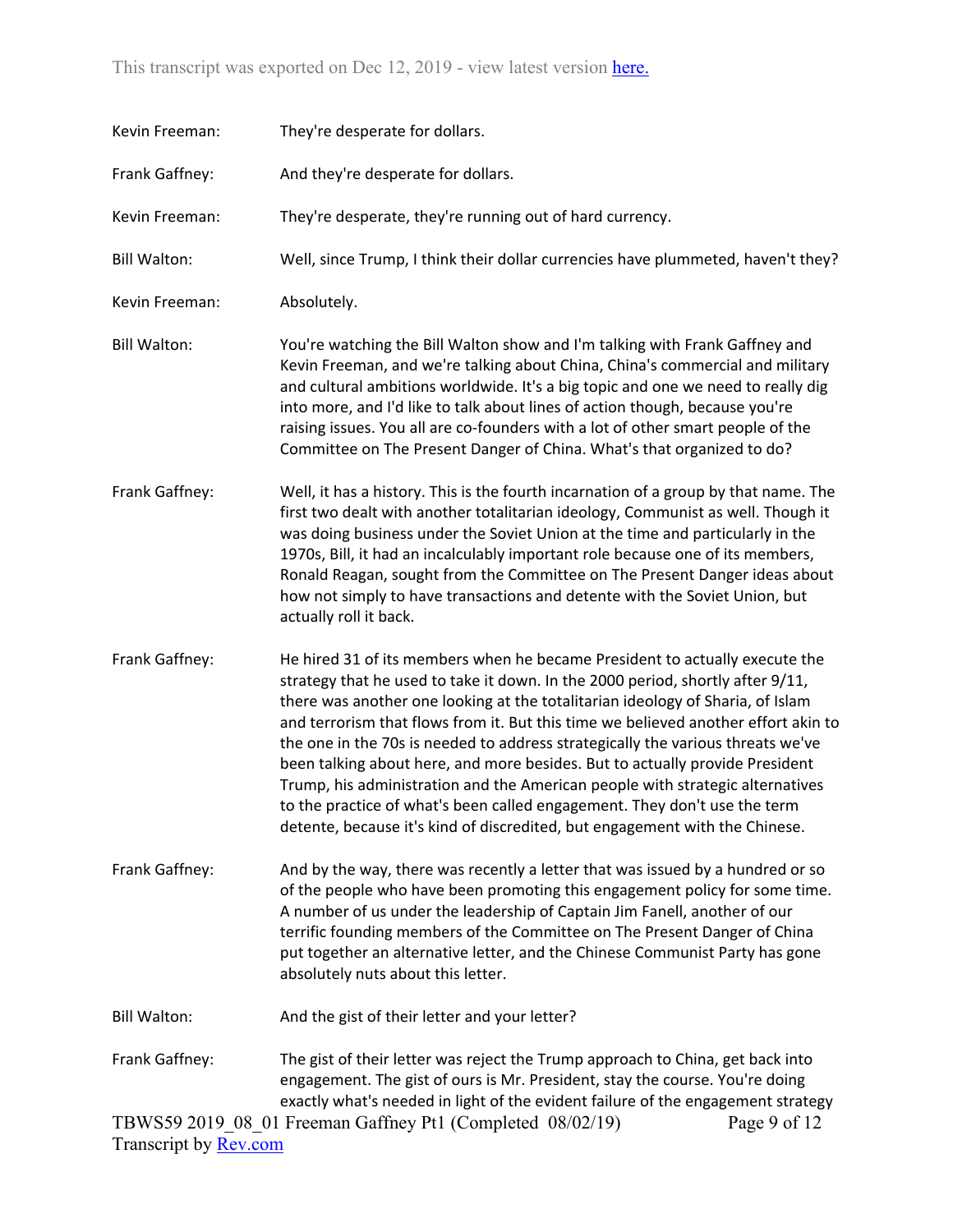Kevin Freeman: They're desperate for dollars.

Frank Gaffney: And they're desperate for dollars.

Kevin Freeman: They're desperate, they're running out of hard currency.

Bill Walton: Well, since Trump, I think their dollar currencies have plummeted, haven't they?

Kevin Freeman: Absolutely.

Bill Walton: You're watching the Bill Walton show and I'm talking with Frank Gaffney and Kevin Freeman, and we're talking about China, China's commercial and military and cultural ambitions worldwide. It's a big topic and one we need to really dig into more, and I'd like to talk about lines of action though, because you're raising issues. You all are co-founders with a lot of other smart people of the Committee on The Present Danger of China. What's that organized to do?

Frank Gaffney: Well, it has a history. This is the fourth incarnation of a group by that name. The first two dealt with another totalitarian ideology, Communist as well. Though it was doing business under the Soviet Union at the time and particularly in the 1970s, Bill, it had an incalculably important role because one of its members, Ronald Reagan, sought from the Committee on The Present Danger ideas about how not simply to have transactions and detente with the Soviet Union, but actually roll it back.

Frank Gaffney: He hired 31 of its members when he became President to actually execute the strategy that he used to take it down. In the 2000 period, shortly after 9/11, there was another one looking at the totalitarian ideology of Sharia, of Islam and terrorism that flows from it. But this time we believed another effort akin to the one in the 70s is needed to address strategically the various threats we've been talking about here, and more besides. But to actually provide President Trump, his administration and the American people with strategic alternatives to the practice of what's been called engagement. They don't use the term detente, because it's kind of discredited, but engagement with the Chinese.

Frank Gaffney: And by the way, there was recently a letter that was issued by a hundred or so of the people who have been promoting this engagement policy for some time. A number of us under the leadership of Captain Jim Fanell, another of our terrific founding members of the Committee on The Present Danger of China put together an alternative letter, and the Chinese Communist Party has gone absolutely nuts about this letter.

Bill Walton: And the gist of their letter and your letter?

Frank Gaffney: The gist of their letter was reject the Trump approach to China, get back into engagement. The gist of ours is Mr. President, stay the course. You're doing exactly what's needed in light of the evident failure of the engagement strategy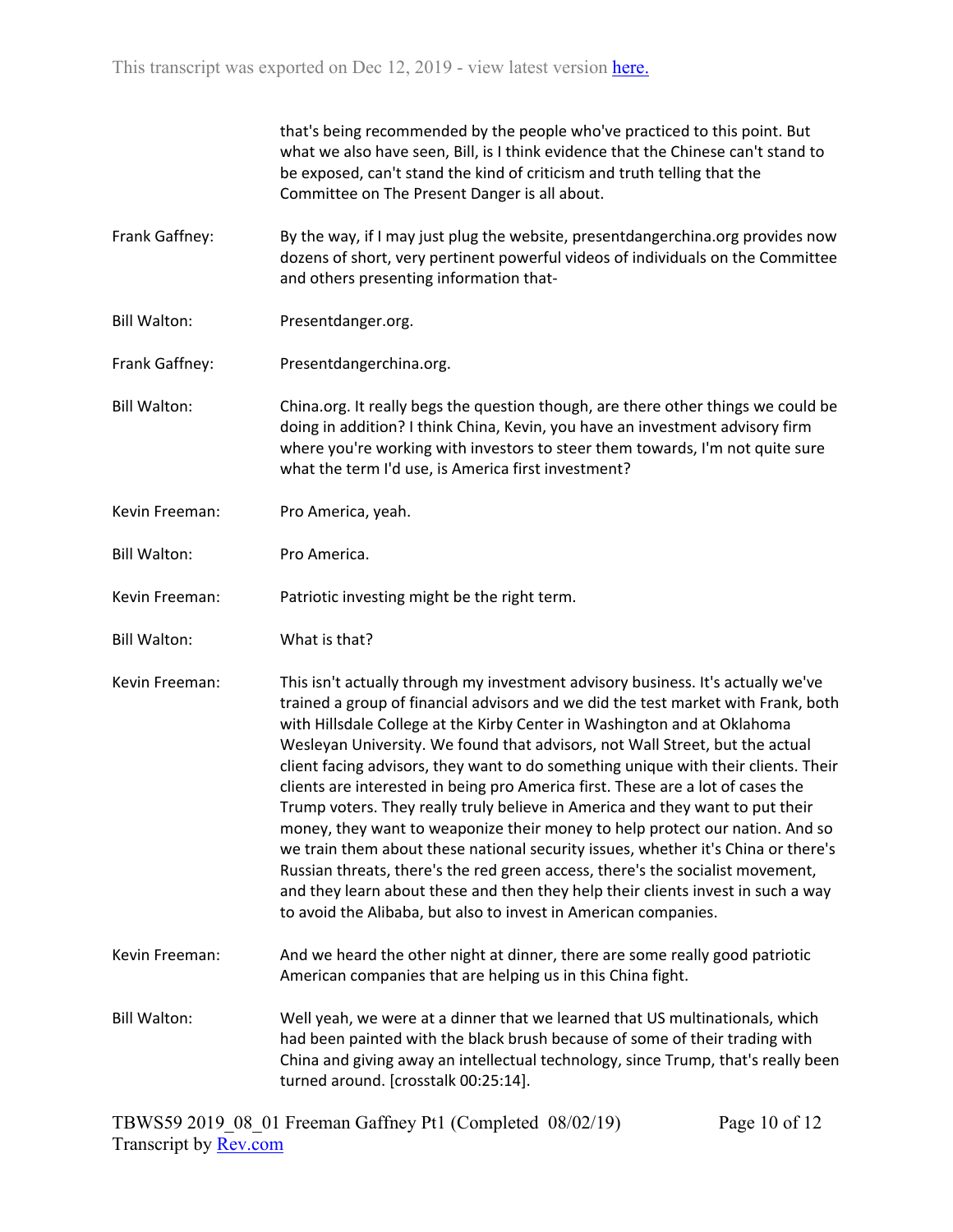that's being recommended by the people who've practiced to this point. But what we also have seen, Bill, is I think evidence that the Chinese can't stand to be exposed, can't stand the kind of criticism and truth telling that the Committee on The Present Danger is all about.

Frank Gaffney: By the way, if I may just plug the website, presentdangerchina.org provides now dozens of short, very pertinent powerful videos of individuals on the Committee and others presenting information that-

Bill Walton: Presentdanger.org.

Frank Gaffney: Presentdangerchina.org.

Bill Walton: China.org. It really begs the question though, are there other things we could be doing in addition? I think China, Kevin, you have an investment advisory firm where you're working with investors to steer them towards, I'm not quite sure what the term I'd use, is America first investment?

Kevin Freeman: Pro America, yeah.

Bill Walton: Pro America.

Kevin Freeman: Patriotic investing might be the right term.

Bill Walton: What is that?

Kevin Freeman: This isn't actually through my investment advisory business. It's actually we've trained a group of financial advisors and we did the test market with Frank, both with Hillsdale College at the Kirby Center in Washington and at Oklahoma Wesleyan University. We found that advisors, not Wall Street, but the actual client facing advisors, they want to do something unique with their clients. Their clients are interested in being pro America first. These are a lot of cases the Trump voters. They really truly believe in America and they want to put their money, they want to weaponize their money to help protect our nation. And so we train them about these national security issues, whether it's China or there's Russian threats, there's the red green access, there's the socialist movement, and they learn about these and then they help their clients invest in such a way to avoid the Alibaba, but also to invest in American companies.

Kevin Freeman: And we heard the other night at dinner, there are some really good patriotic American companies that are helping us in this China fight.

Bill Walton: Well yeah, we were at a dinner that we learned that US multinationals, which had been painted with the black brush because of some of their trading with China and giving away an intellectual technology, since Trump, that's really been turned around. [crosstalk 00:25:14].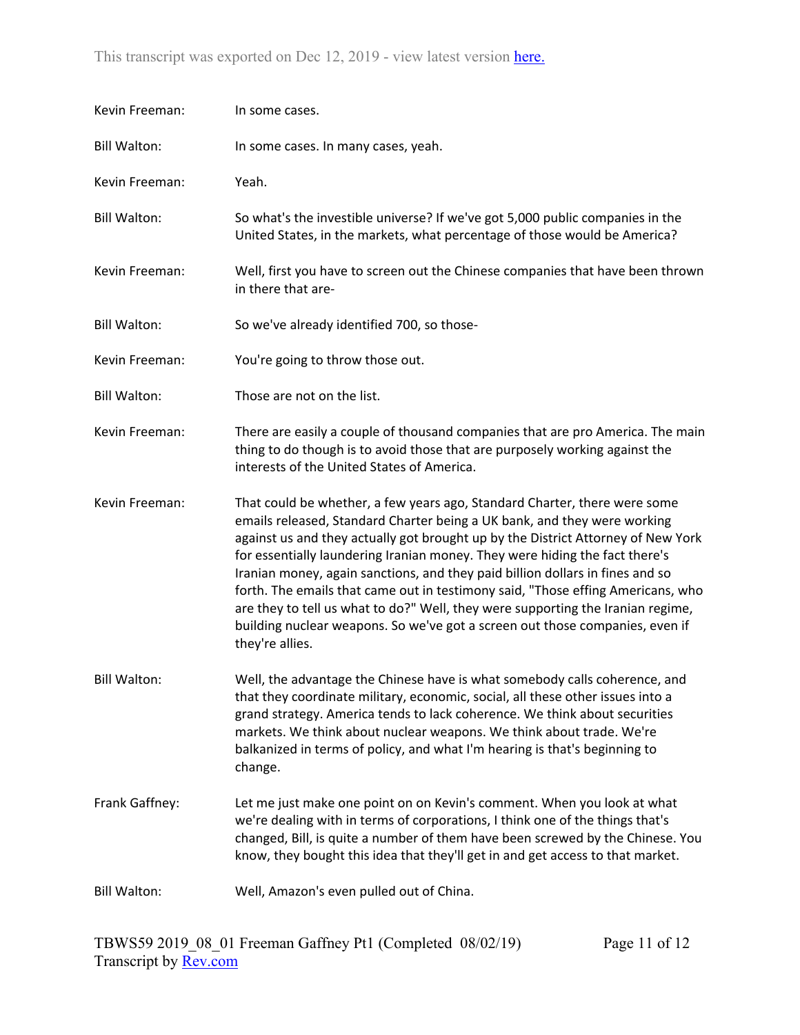Kevin Freeman: In some cases.

Bill Walton: In some cases. In many cases, yeah.

Kevin Freeman: Yeah.

Bill Walton: So what's the investible universe? If we've got 5,000 public companies in the United States, in the markets, what percentage of those would be America?

Kevin Freeman: Well, first you have to screen out the Chinese companies that have been thrown in there that are-

Bill Walton: So we've already identified 700, so those-

Kevin Freeman: You're going to throw those out.

Bill Walton: Those are not on the list.

Kevin Freeman: There are easily a couple of thousand companies that are pro America. The main thing to do though is to avoid those that are purposely working against the interests of the United States of America.

Kevin Freeman: That could be whether, a few years ago, Standard Charter, there were some emails released, Standard Charter being a UK bank, and they were working against us and they actually got brought up by the District Attorney of New York for essentially laundering Iranian money. They were hiding the fact there's Iranian money, again sanctions, and they paid billion dollars in fines and so forth. The emails that came out in testimony said, "Those effing Americans, who are they to tell us what to do?" Well, they were supporting the Iranian regime, building nuclear weapons. So we've got a screen out those companies, even if they're allies.

Bill Walton: Well, the advantage the Chinese have is what somebody calls coherence, and that they coordinate military, economic, social, all these other issues into a grand strategy. America tends to lack coherence. We think about securities markets. We think about nuclear weapons. We think about trade. We're balkanized in terms of policy, and what I'm hearing is that's beginning to change.

Frank Gaffney: Let me just make one point on on Kevin's comment. When you look at what we're dealing with in terms of corporations, I think one of the things that's changed, Bill, is quite a number of them have been screwed by the Chinese. You know, they bought this idea that they'll get in and get access to that market.

Bill Walton: Well, Amazon's even pulled out of China.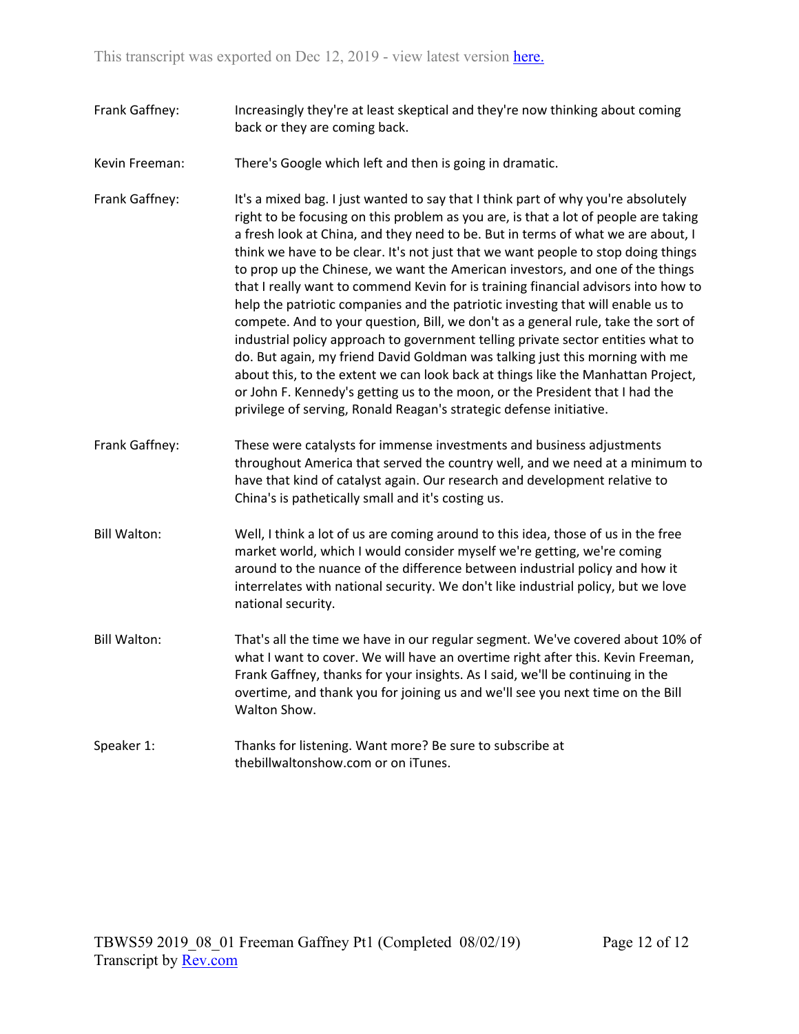Frank Gaffney: Increasingly they're at least skeptical and they're now thinking about coming back or they are coming back.

Kevin Freeman: There's Google which left and then is going in dramatic.

Frank Gaffney: It's a mixed bag. I just wanted to say that I think part of why you're absolutely right to be focusing on this problem as you are, is that a lot of people are taking a fresh look at China, and they need to be. But in terms of what we are about, I think we have to be clear. It's not just that we want people to stop doing things to prop up the Chinese, we want the American investors, and one of the things that I really want to commend Kevin for is training financial advisors into how to help the patriotic companies and the patriotic investing that will enable us to compete. And to your question, Bill, we don't as a general rule, take the sort of industrial policy approach to government telling private sector entities what to do. But again, my friend David Goldman was talking just this morning with me about this, to the extent we can look back at things like the Manhattan Project, or John F. Kennedy's getting us to the moon, or the President that I had the privilege of serving, Ronald Reagan's strategic defense initiative.

Frank Gaffney: These were catalysts for immense investments and business adjustments throughout America that served the country well, and we need at a minimum to have that kind of catalyst again. Our research and development relative to China's is pathetically small and it's costing us.

Bill Walton: Well, I think a lot of us are coming around to this idea, those of us in the free market world, which I would consider myself we're getting, we're coming around to the nuance of the difference between industrial policy and how it interrelates with national security. We don't like industrial policy, but we love national security.

Bill Walton: That's all the time we have in our regular segment. We've covered about 10% of what I want to cover. We will have an overtime right after this. Kevin Freeman, Frank Gaffney, thanks for your insights. As I said, we'll be continuing in the overtime, and thank you for joining us and we'll see you next time on the Bill Walton Show.

Speaker 1: Thanks for listening. Want more? Be sure to subscribe at thebillwaltonshow.com or on iTunes.